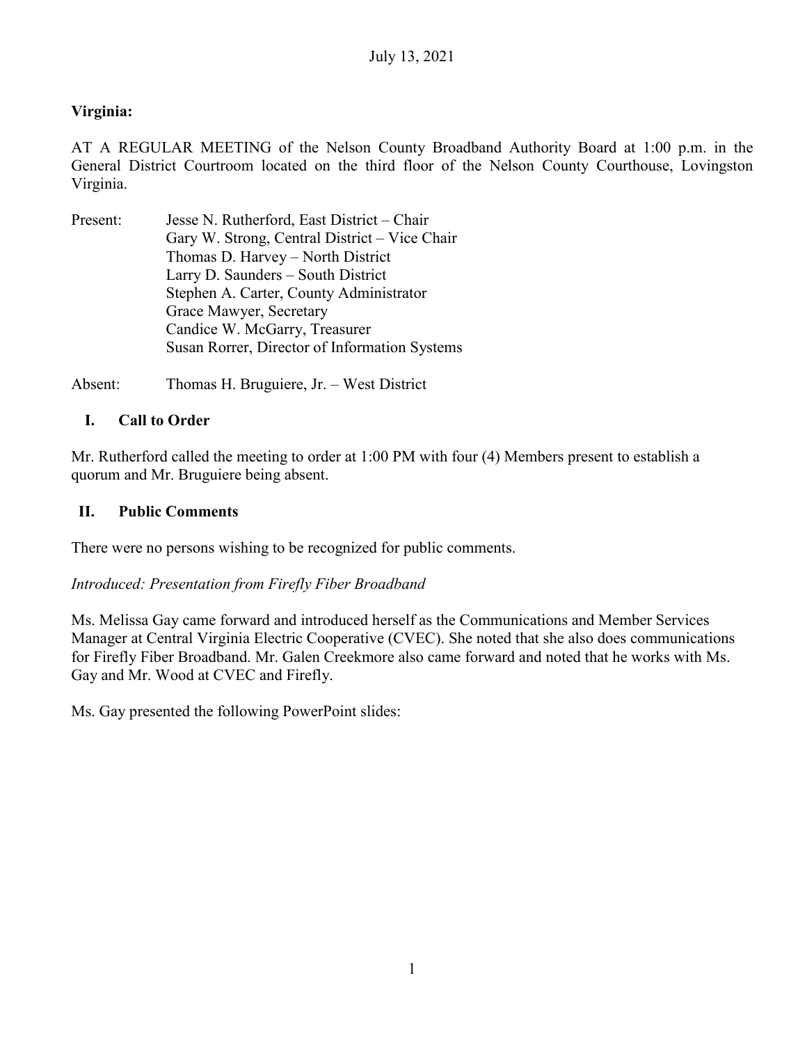July 13, 2021

**Virginia:**

AT A REGULAR MEETING of the Nelson County Broadband Authority Board at 1:00 p.m. in the General District Courtroom located on the third floor of the Nelson County Courthouse, Lovingston Virginia.

Present:
- Jesse N. Rutherford, East District – Chair
- Gary W. Strong, Central District – Vice Chair
- Thomas D. Harvey – North District
- Larry D. Saunders – South District
- Stephen A. Carter, County Administrator
- Grace Mawyer, Secretary
- Candice W. McGarry, Treasurer
- Susan Rorrer, Director of Information Systems

Absent: Thomas H. Bruguiere, Jr. – West District

## I. Call to Order

Mr. Rutherford called the meeting to order at 1:00 PM with four (4) Members present to establish a quorum and Mr. Bruguiere being absent.

## II. Public Comments

There were no persons wishing to be recognized for public comments.

*Introduced: Presentation from Firefly Fiber Broadband*

Ms. Melissa Gay came forward and introduced herself as the Communications and Member Services Manager at Central Virginia Electric Cooperative (CVEC). She noted that she also does communications for Firefly Fiber Broadband. Mr. Galen Creekmore also came forward and noted that he works with Ms. Gay and Mr. Wood at CVEC and Firefly.

Ms. Gay presented the following PowerPoint slides: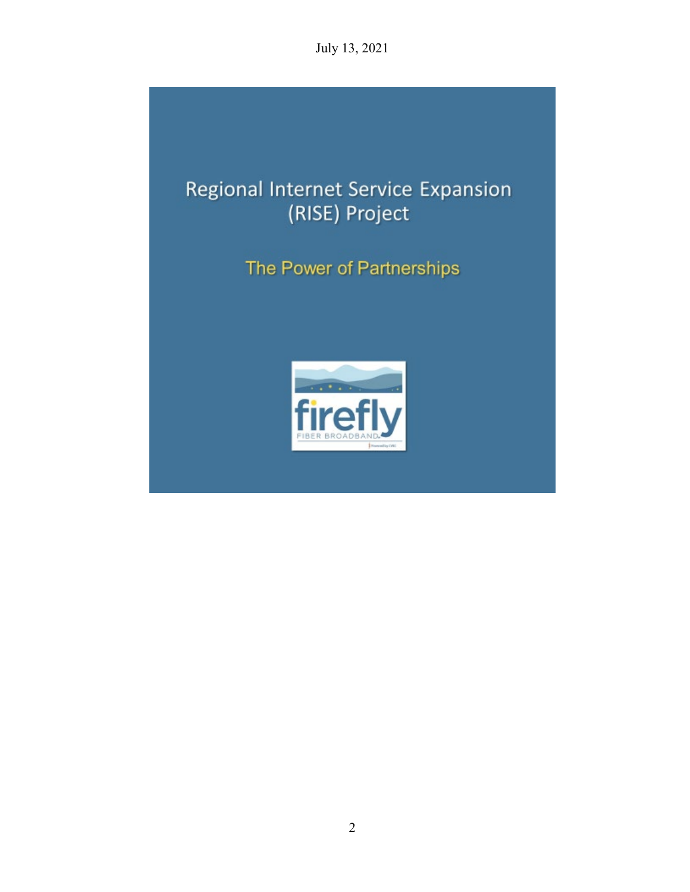# Regional Internet Service Expansion (RISE) Project

## The Power of Partnerships

firefly

FIBER BROADBAND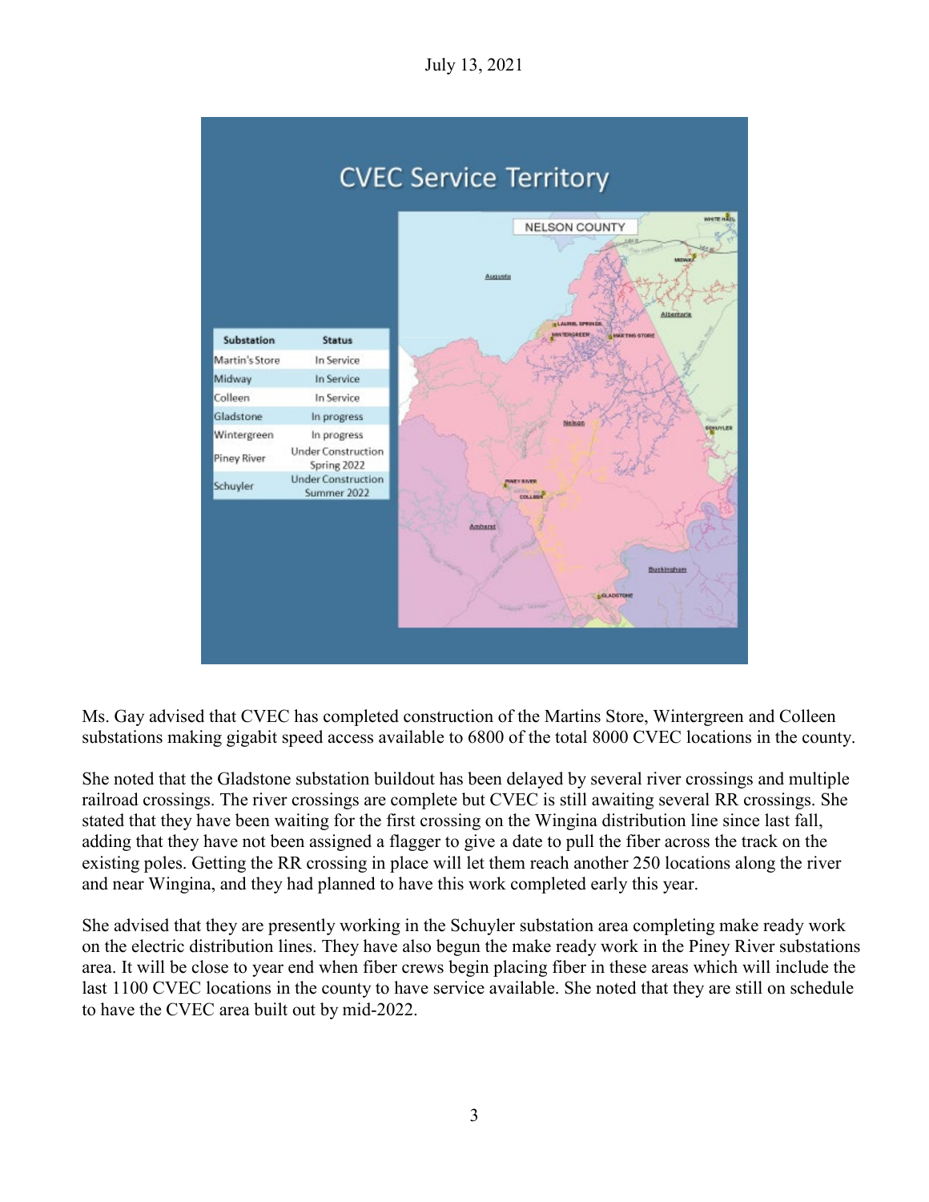## CVEC Service Territory

| Substation | Status |
|---|---|
| Martin's Store | In Service |
| Midway | In Service |
| Colleen | In Service |
| Gladstone | In progress |
| Wintergreen | In progress |
| Piney River | Under Construction Spring 2022 |
| Schuyler | Under Construction Summer 2022 |

Ms. Gay advised that CVEC has completed construction of the Martins Store, Wintergreen and Colleen substations making gigabit speed access available to 6800 of the total 8000 CVEC locations in the county.

She noted that the Gladstone substation buildout has been delayed by several river crossings and multiple railroad crossings. The river crossings are complete but CVEC is still awaiting several RR crossings. She stated that they have been waiting for the first crossing on the Wingina distribution line since last fall, adding that they have not been assigned a flagger to give a date to pull the fiber across the track on the existing poles. Getting the RR crossing in place will let them reach another 250 locations along the river and near Wingina, and they had planned to have this work completed early this year.

She advised that they are presently working in the Schuyler substation area completing make ready work on the electric distribution lines. They have also begun the make ready work in the Piney River substations area. It will be close to year end when fiber crews begin placing fiber in these areas which will include the last 1100 CVEC locations in the county to have service available. She noted that they are still on schedule to have the CVEC area built out by mid-2022.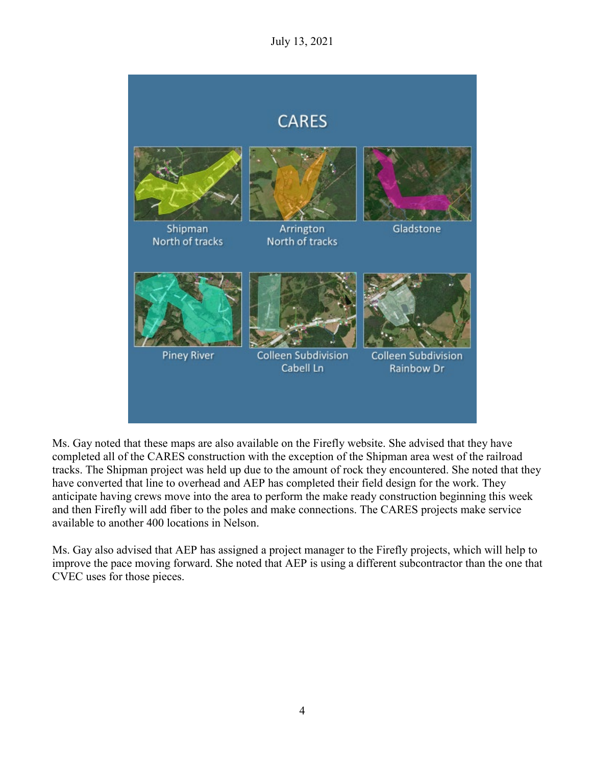**CARES**

- Shipman North of tracks
- Arrington North of tracks
- Gladstone
- Piney River
- Colleen Subdivision Cabell Ln
- Colleen Subdivision Rainbow Dr

Ms. Gay noted that these maps are also available on the Firefly website. She advised that they have completed all of the CARES construction with the exception of the Shipman area west of the railroad tracks. The Shipman project was held up due to the amount of rock they encountered. She noted that they have converted that line to overhead and AEP has completed their field design for the work. They anticipate having crews move into the area to perform the make ready construction beginning this week and then Firefly will add fiber to the poles and make connections. The CARES projects make service available to another 400 locations in Nelson.

Ms. Gay also advised that AEP has assigned a project manager to the Firefly projects, which will help to improve the pace moving forward. She noted that AEP is using a different subcontractor than the one that CVEC uses for those pieces.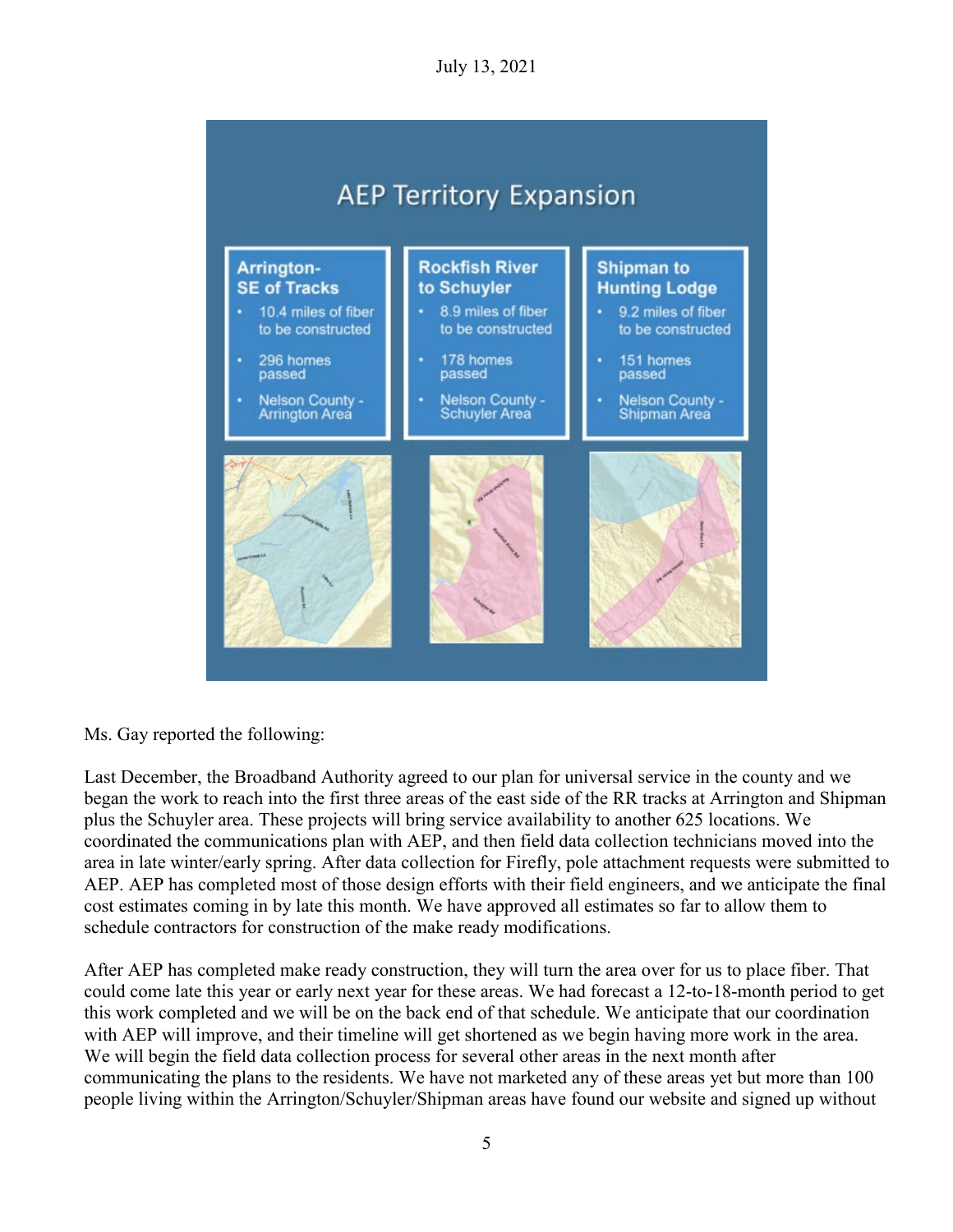## AEP Territory Expansion

**Arrington-SE of Tracks**

- 10.4 miles of fiber to be constructed
- 296 homes passed
- Nelson County - Arrington Area

**Rockfish River to Schuyler**

- 8.9 miles of fiber to be constructed
- 178 homes passed
- Nelson County - Schuyler Area

**Shipman to Hunting Lodge**

- 9.2 miles of fiber to be constructed
- 151 homes passed
- Nelson County - Shipman Area

Ms. Gay reported the following:

Last December, the Broadband Authority agreed to our plan for universal service in the county and we began the work to reach into the first three areas of the east side of the RR tracks at Arrington and Shipman plus the Schuyler area. These projects will bring service availability to another 625 locations. We coordinated the communications plan with AEP, and then field data collection technicians moved into the area in late winter/early spring. After data collection for Firefly, pole attachment requests were submitted to AEP. AEP has completed most of those design efforts with their field engineers, and we anticipate the final cost estimates coming in by late this month. We have approved all estimates so far to allow them to schedule contractors for construction of the make ready modifications.

After AEP has completed make ready construction, they will turn the area over for us to place fiber. That could come late this year or early next year for these areas. We had forecast a 12-to-18-month period to get this work completed and we will be on the back end of that schedule. We anticipate that our coordination with AEP will improve, and their timeline will get shortened as we begin having more work in the area. We will begin the field data collection process for several other areas in the next month after communicating the plans to the residents. We have not marketed any of these areas yet but more than 100 people living within the Arrington/Schuyler/Shipman areas have found our website and signed up without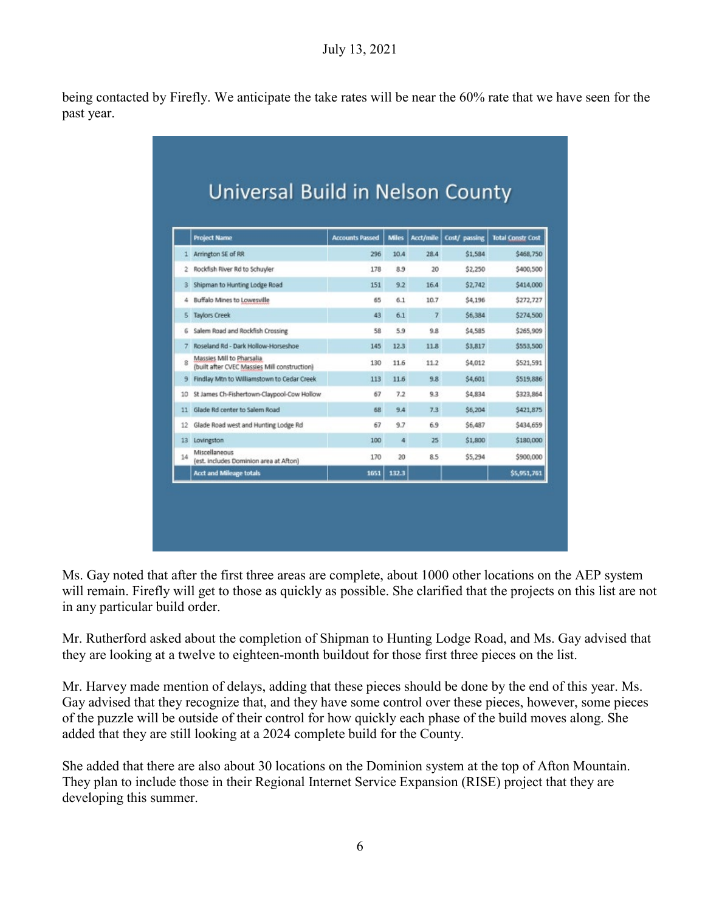being contacted by Firefly. We anticipate the take rates will be near the 60% rate that we have seen for the past year.

## Universal Build in Nelson County

| | Project Name | Accounts Passed | Miles | Acct/mile | Cost/ passing | Total Constr Cost |
|---|---|---|---|---|---|---|
| 1 | Arrington SE of RR | 296 | 10.4 | 28.4 | $1,584 | $468,750 |
| 2 | Rockfish River Rd to Schuyler | 178 | 8.9 | 20 | $2,250 | $400,500 |
| 3 | Shipman to Hunting Lodge Road | 151 | 9.2 | 16.4 | $2,742 | $414,000 |
| 4 | Buffalo Mines to Lowesville | 65 | 6.1 | 10.7 | $4,196 | $272,727 |
| 5 | Taylors Creek | 43 | 6.1 | 7 | $6,384 | $274,500 |
| 6 | Salem Road and Rockfish Crossing | 58 | 5.9 | 9.8 | $4,585 | $265,909 |
| 7 | Roseland Rd - Dark Hollow-Horseshoe | 145 | 12.3 | 11.8 | $3,817 | $553,500 |
| 8 | Massies Mill to Pharsalia (built after CVEC Massies Mill construction) | 130 | 11.6 | 11.2 | $4,012 | $521,591 |
| 9 | Findlay Mtn to Williamstown to Cedar Creek | 113 | 11.6 | 9.8 | $4,601 | $519,886 |
| 10 | St James Ch-Fishertown-Claypool-Cow Hollow | 67 | 7.2 | 9.3 | $4,834 | $323,864 |
| 11 | Glade Rd center to Salem Road | 68 | 9.4 | 7.3 | $6,204 | $421,875 |
| 12 | Glade Road west and Hunting Lodge Rd | 67 | 9.7 | 6.9 | $6,487 | $434,659 |
| 13 | Lovingston | 100 | 4 | 25 | $1,800 | $180,000 |
| 14 | Miscellaneous (est. includes Dominion area at Afton) | 170 | 20 | 8.5 | $5,294 | $900,000 |
| | Acct and Mileage totals | 1651 | 132.3 | | | $5,951,761 |

Ms. Gay noted that after the first three areas are complete, about 1000 other locations on the AEP system will remain. Firefly will get to those as quickly as possible. She clarified that the projects on this list are not in any particular build order.

Mr. Rutherford asked about the completion of Shipman to Hunting Lodge Road, and Ms. Gay advised that they are looking at a twelve to eighteen-month buildout for those first three pieces on the list.

Mr. Harvey made mention of delays, adding that these pieces should be done by the end of this year. Ms. Gay advised that they recognize that, and they have some control over these pieces, however, some pieces of the puzzle will be outside of their control for how quickly each phase of the build moves along. She added that they are still looking at a 2024 complete build for the County.

She added that there are also about 30 locations on the Dominion system at the top of Afton Mountain. They plan to include those in their Regional Internet Service Expansion (RISE) project that they are developing this summer.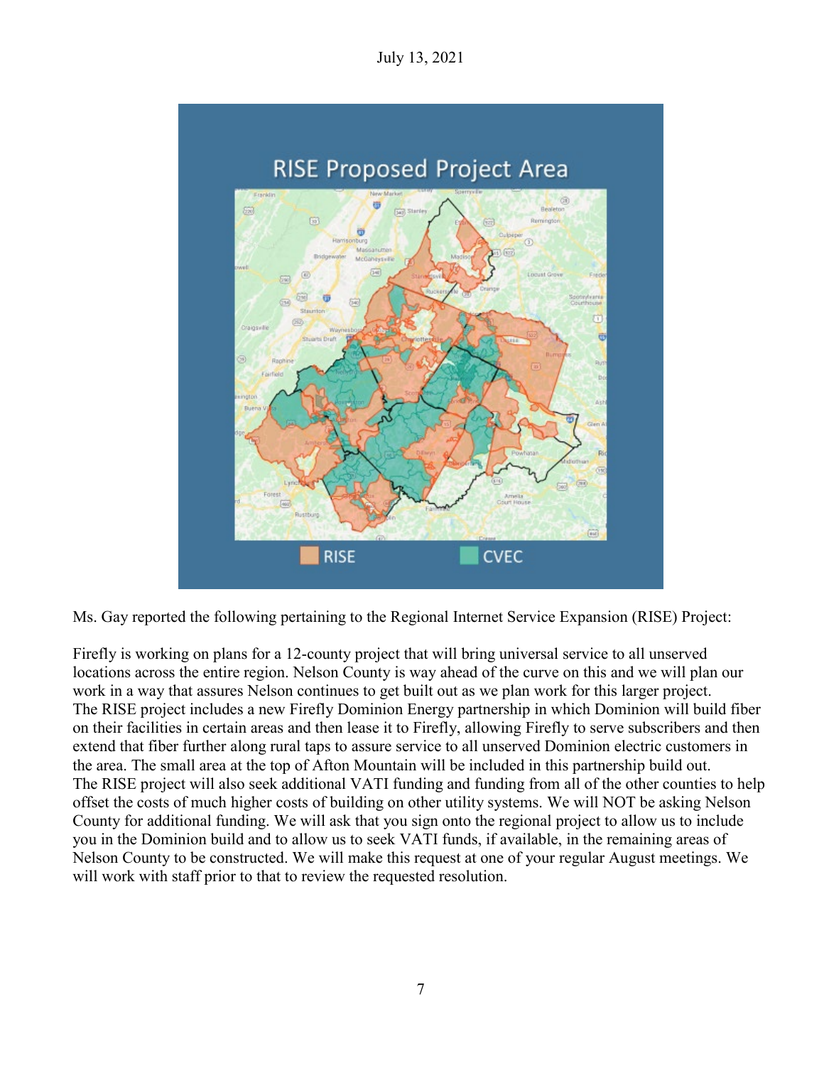Ms. Gay reported the following pertaining to the Regional Internet Service Expansion (RISE) Project:

Firefly is working on plans for a 12-county project that will bring universal service to all unserved locations across the entire region. Nelson County is way ahead of the curve on this and we will plan our work in a way that assures Nelson continues to get built out as we plan work for this larger project. The RISE project includes a new Firefly Dominion Energy partnership in which Dominion will build fiber on their facilities in certain areas and then lease it to Firefly, allowing Firefly to serve subscribers and then extend that fiber further along rural taps to assure service to all unserved Dominion electric customers in the area. The small area at the top of Afton Mountain will be included in this partnership build out. The RISE project will also seek additional VATI funding and funding from all of the other counties to help offset the costs of much higher costs of building on other utility systems. We will NOT be asking Nelson County for additional funding. We will ask that you sign onto the regional project to allow us to include you in the Dominion build and to allow us to seek VATI funds, if available, in the remaining areas of Nelson County to be constructed. We will make this request at one of your regular August meetings. We will work with staff prior to that to review the requested resolution.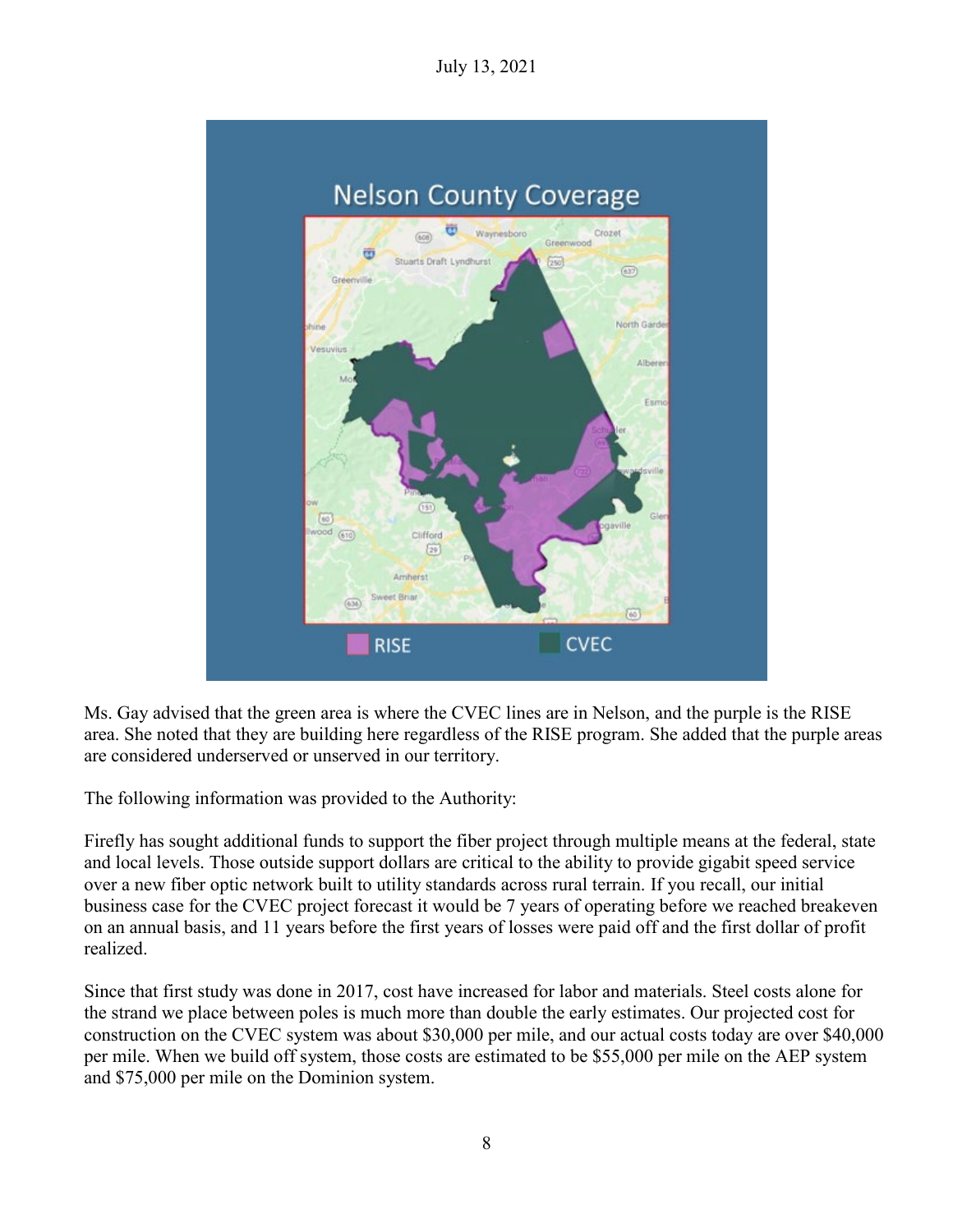Ms. Gay advised that the green area is where the CVEC lines are in Nelson, and the purple is the RISE area. She noted that they are building here regardless of the RISE program. She added that the purple areas are considered underserved or unserved in our territory.

The following information was provided to the Authority:

Firefly has sought additional funds to support the fiber project through multiple means at the federal, state and local levels. Those outside support dollars are critical to the ability to provide gigabit speed service over a new fiber optic network built to utility standards across rural terrain. If you recall, our initial business case for the CVEC project forecast it would be 7 years of operating before we reached breakeven on an annual basis, and 11 years before the first years of losses were paid off and the first dollar of profit realized.

Since that first study was done in 2017, cost have increased for labor and materials. Steel costs alone for the strand we place between poles is much more than double the early estimates. Our projected cost for construction on the CVEC system was about $30,000 per mile, and our actual costs today are over $40,000 per mile. When we build off system, those costs are estimated to be $55,000 per mile on the AEP system and $75,000 per mile on the Dominion system.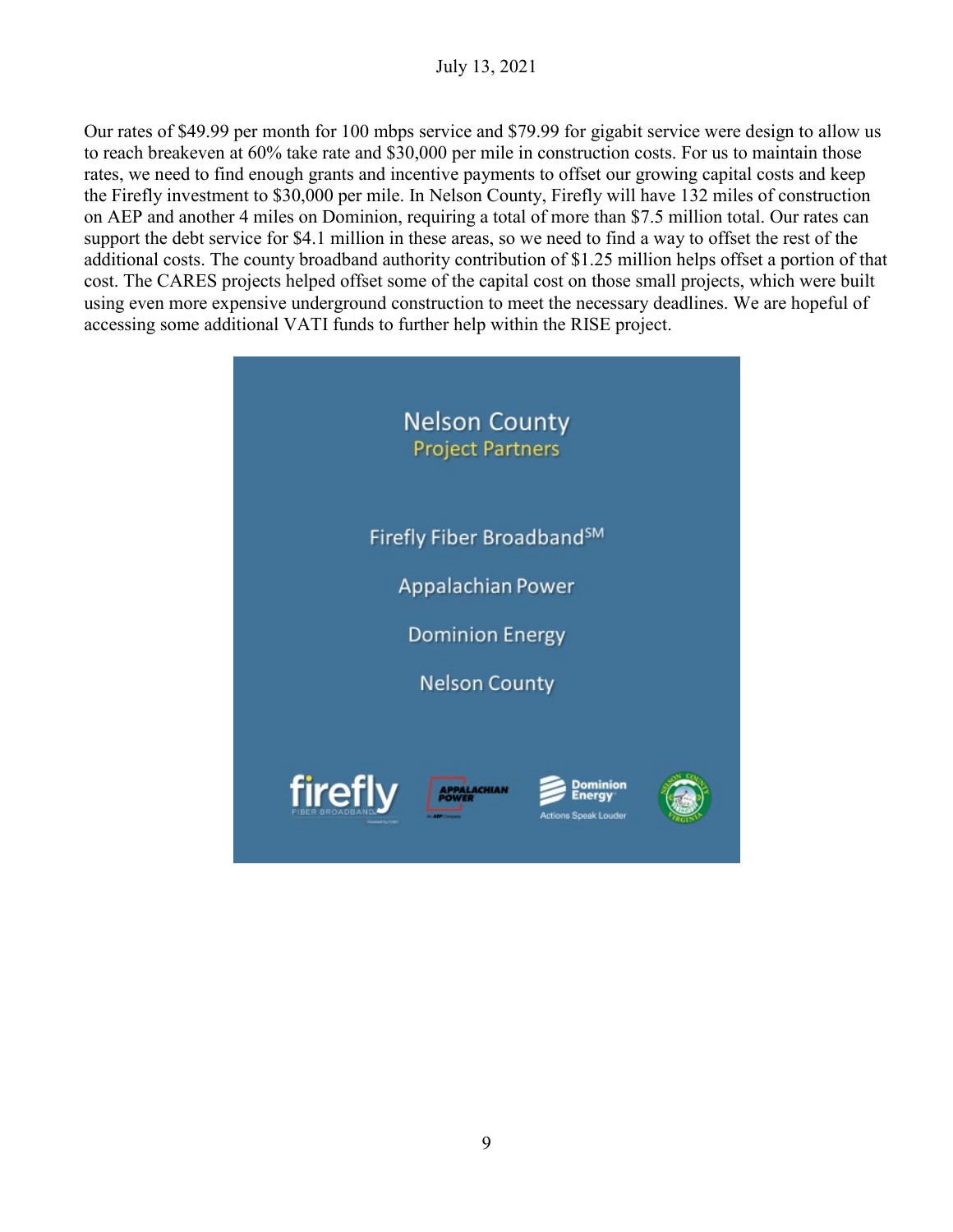Our rates of $49.99 per month for 100 mbps service and $79.99 for gigabit service were design to allow us to reach breakeven at 60% take rate and $30,000 per mile in construction costs. For us to maintain those rates, we need to find enough grants and incentive payments to offset our growing capital costs and keep the Firefly investment to $30,000 per mile. In Nelson County, Firefly will have 132 miles of construction on AEP and another 4 miles on Dominion, requiring a total of more than $7.5 million total. Our rates can support the debt service for $4.1 million in these areas, so we need to find a way to offset the rest of the additional costs. The county broadband authority contribution of $1.25 million helps offset a portion of that cost. The CARES projects helped offset some of the capital cost on those small projects, which were built using even more expensive underground construction to meet the necessary deadlines. We are hopeful of accessing some additional VATI funds to further help within the RISE project.

Nelson County
Project Partners

Firefly Fiber Broadband[SM]

Appalachian Power

Dominion Energy

Nelson County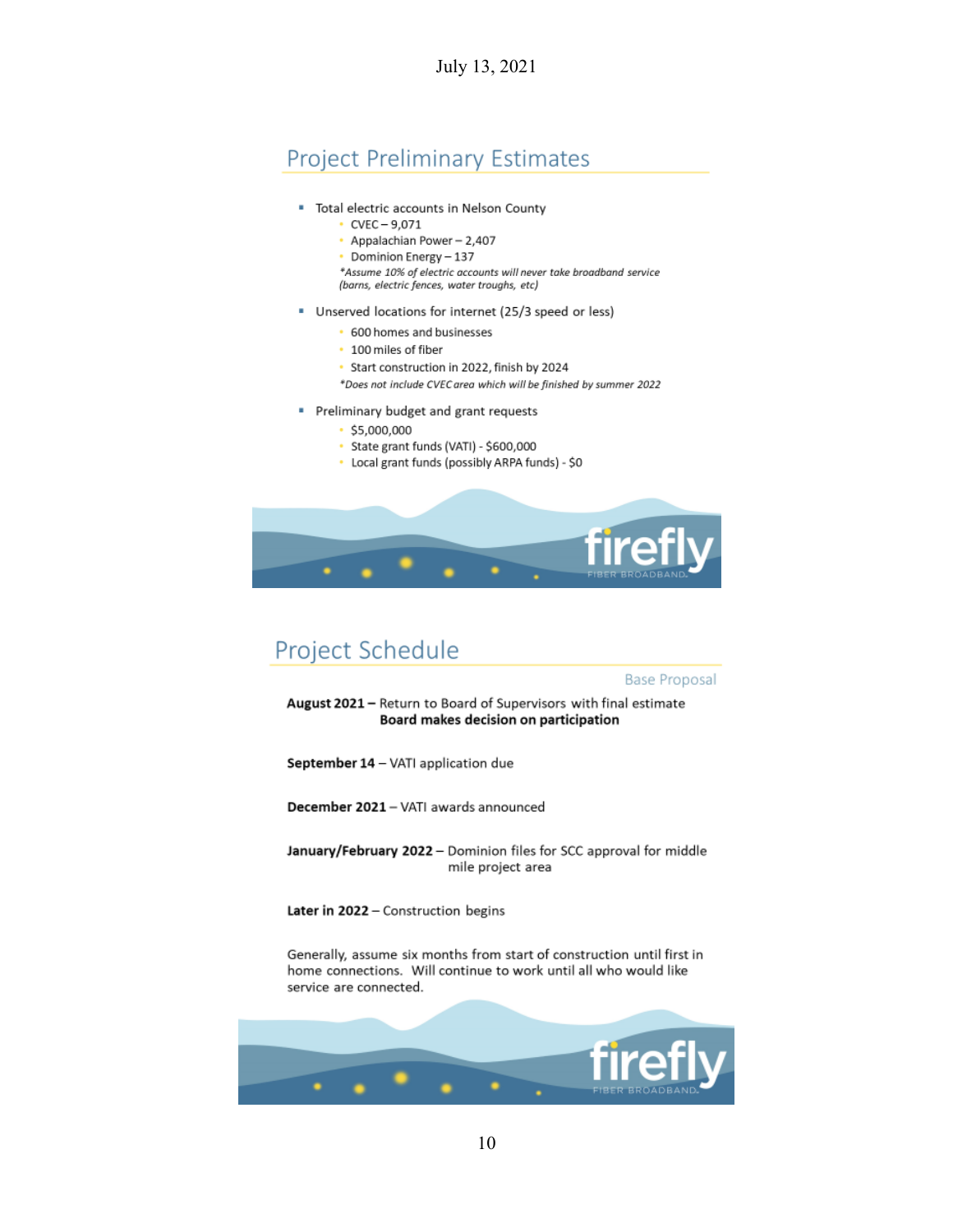July 13, 2021

## Project Preliminary Estimates

- Total electric accounts in Nelson County
  - CVEC – 9,071
  - Appalachian Power – 2,407
  - Dominion Energy – 137
  
  *\*Assume 10% of electric accounts will never take broadband service (barns, electric fences, water troughs, etc)*
- Unserved locations for internet (25/3 speed or less)
  - 600 homes and businesses
  - 100 miles of fiber
  - Start construction in 2022, finish by 2024
  
  *\*Does not include CVEC area which will be finished by summer 2022*
- Preliminary budget and grant requests
  - $5,000,000
  - State grant funds (VATI) - $600,000
  - Local grant funds (possibly ARPA funds) - $0

firefly FIBER BROADBAND

## Project Schedule

Base Proposal

**August 2021 –** Return to Board of Supervisors with final estimate
**Board makes decision on participation**

**September 14 –** VATI application due

**December 2021 –** VATI awards announced

**January/February 2022 –** Dominion files for SCC approval for middle mile project area

**Later in 2022 –** Construction begins

Generally, assume six months from start of construction until first in home connections. Will continue to work until all who would like service are connected.

firefly FIBER BROADBAND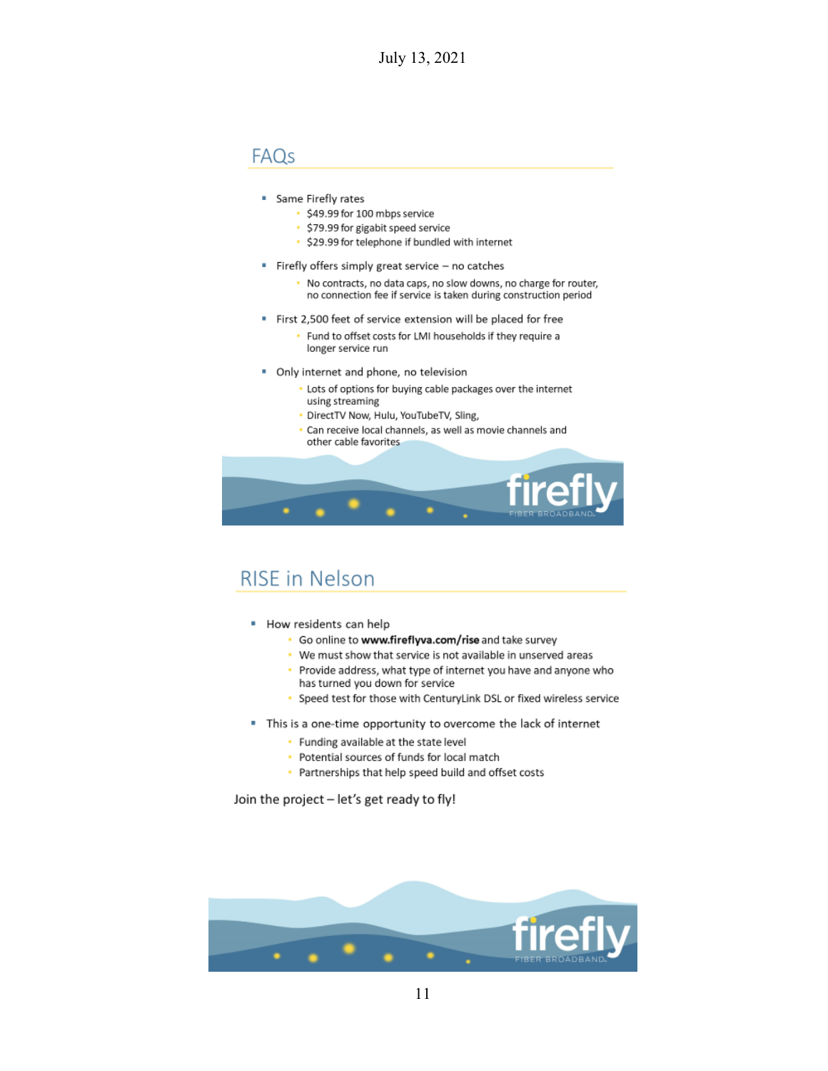## FAQs

- Same Firefly rates
  - $49.99 for 100 mbps service
  - $79.99 for gigabit speed service
  - $29.99 for telephone if bundled with internet
- Firefly offers simply great service – no catches
  - No contracts, no data caps, no slow downs, no charge for router, no connection fee if service is taken during construction period
- First 2,500 feet of service extension will be placed for free
  - Fund to offset costs for LMI households if they require a longer service run
- Only internet and phone, no television
  - Lots of options for buying cable packages over the internet using streaming
  - DirectTV Now, Hulu, YouTubeTV, Sling,
  - Can receive local channels, as well as movie channels and other cable favorites

firefly FIBER BROADBAND.

## RISE in Nelson

- How residents can help
  - Go online to **www.fireflyva.com/rise** and take survey
  - We must show that service is not available in unserved areas
  - Provide address, what type of internet you have and anyone who has turned you down for service
  - Speed test for those with CenturyLink DSL or fixed wireless service
- This is a one-time opportunity to overcome the lack of internet
  - Funding available at the state level
  - Potential sources of funds for local match
  - Partnerships that help speed build and offset costs

Join the project – let's get ready to fly!

firefly FIBER BROADBAND.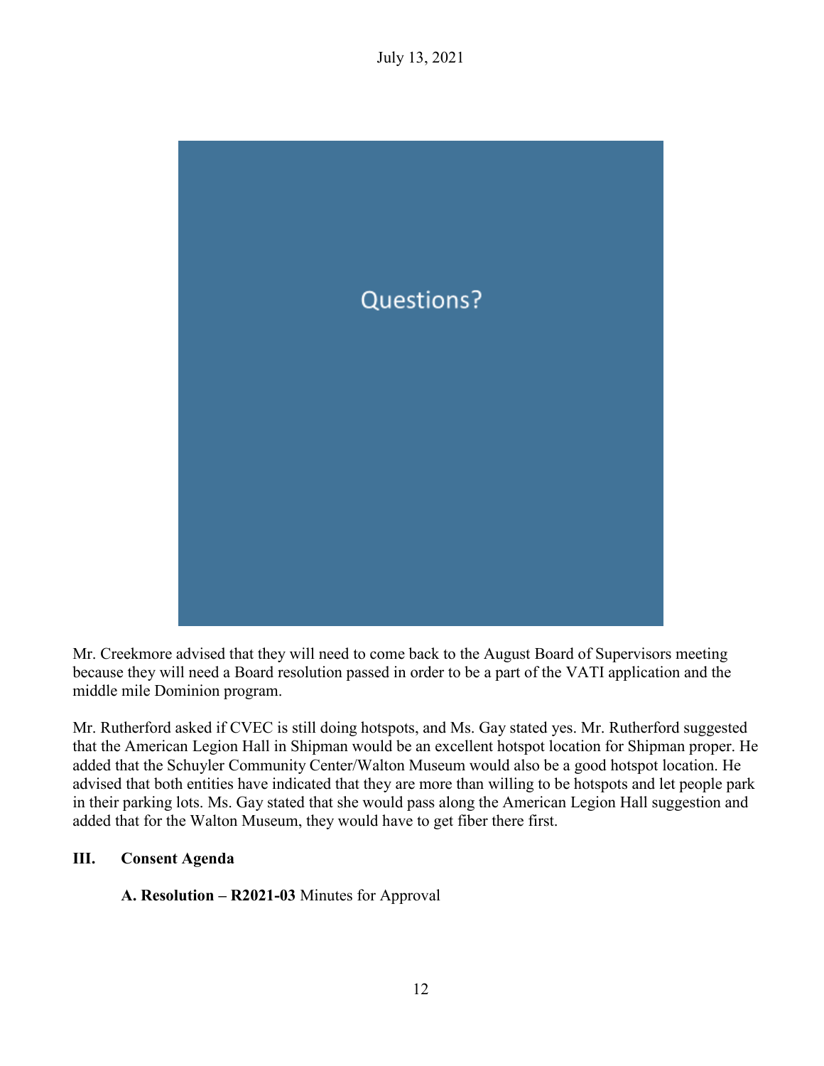Questions?

Mr. Creekmore advised that they will need to come back to the August Board of Supervisors meeting because they will need a Board resolution passed in order to be a part of the VATI application and the middle mile Dominion program.

Mr. Rutherford asked if CVEC is still doing hotspots, and Ms. Gay stated yes. Mr. Rutherford suggested that the American Legion Hall in Shipman would be an excellent hotspot location for Shipman proper. He added that the Schuyler Community Center/Walton Museum would also be a good hotspot location. He advised that both entities have indicated that they are more than willing to be hotspots and let people park in their parking lots. Ms. Gay stated that she would pass along the American Legion Hall suggestion and added that for the Walton Museum, they would have to get fiber there first.

## III. Consent Agenda

**A. Resolution – R2021-03** Minutes for Approval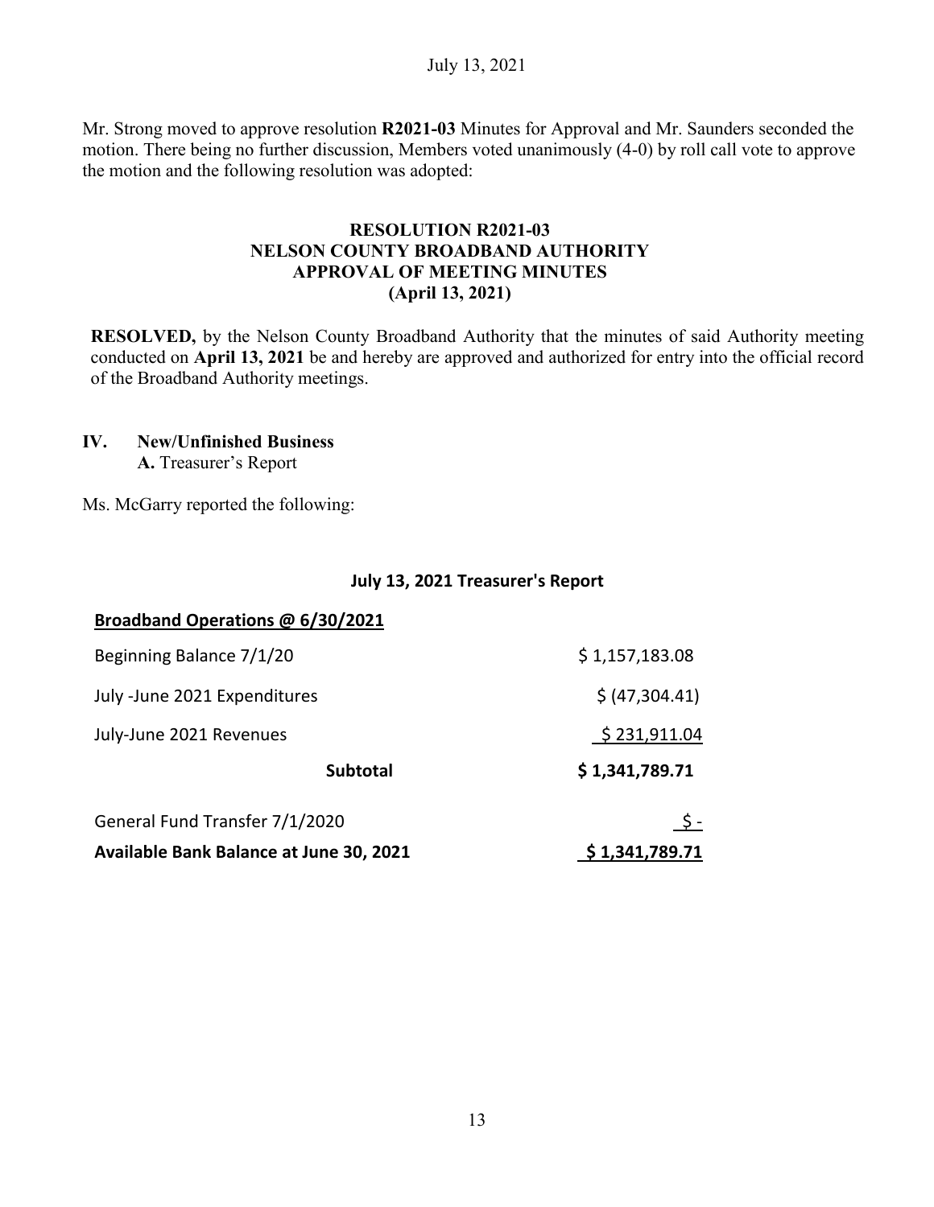Mr. Strong moved to approve resolution **R2021-03** Minutes for Approval and Mr. Saunders seconded the motion. There being no further discussion, Members voted unanimously (4-0) by roll call vote to approve the motion and the following resolution was adopted:

**RESOLUTION R2021-03**
**NELSON COUNTY BROADBAND AUTHORITY**
**APPROVAL OF MEETING MINUTES**
**(April 13, 2021)**

**RESOLVED,** by the Nelson County Broadband Authority that the minutes of said Authority meeting conducted on **April 13, 2021** be and hereby are approved and authorized for entry into the official record of the Broadband Authority meetings.

**IV. New/Unfinished Business**

**A.** Treasurer's Report

Ms. McGarry reported the following:

**July 13, 2021 Treasurer's Report**

| **Broadband Operations @ 6/30/2021** | |
|---|---|
| Beginning Balance 7/1/20 | $ 1,157,183.08 |
| July -June 2021 Expenditures | $ (47,304.41) |
| July-June 2021 Revenues | $ 231,911.04 |
| **Subtotal** | **$ 1,341,789.71** |
| General Fund Transfer 7/1/2020 | $ - |
| **Available Bank Balance at June 30, 2021** | **$ 1,341,789.71** |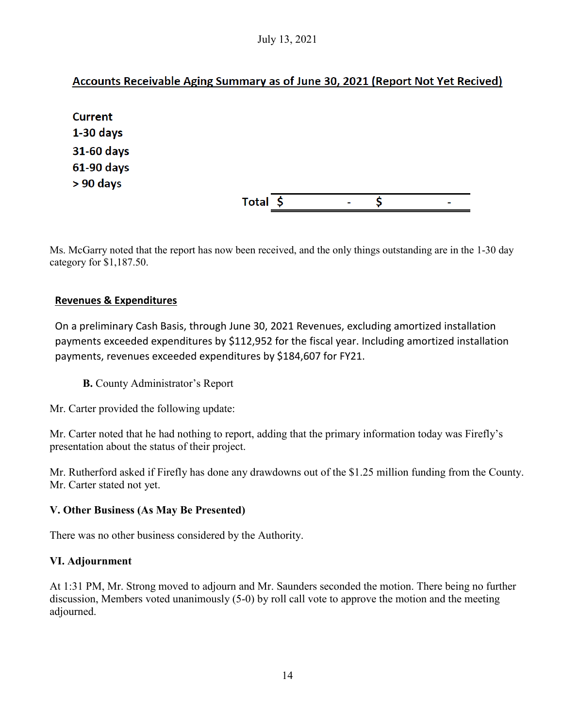July 13, 2021

## Accounts Receivable Aging Summary as of June 30, 2021 (Report Not Yet Recived)

| | | |
|---|---|---|
| **Current** | | |
| **1-30 days** | | |
| **31-60 days** | | |
| **61-90 days** | | |
| **> 90 days** | | |
| **Total** | **$ -** | **$ -** |

Ms. McGarry noted that the report has now been received, and the only things outstanding are in the 1-30 day category for $1,187.50.

**Revenues & Expenditures**

On a preliminary Cash Basis, through June 30, 2021 Revenues, excluding amortized installation payments exceeded expenditures by $112,952 for the fiscal year. Including amortized installation payments, revenues exceeded expenditures by $184,607 for FY21.

**B.** County Administrator's Report

Mr. Carter provided the following update:

Mr. Carter noted that he had nothing to report, adding that the primary information today was Firefly's presentation about the status of their project.

Mr. Rutherford asked if Firefly has done any drawdowns out of the $1.25 million funding from the County. Mr. Carter stated not yet.

### V. Other Business (As May Be Presented)

There was no other business considered by the Authority.

### VI. Adjournment

At 1:31 PM, Mr. Strong moved to adjourn and Mr. Saunders seconded the motion. There being no further discussion, Members voted unanimously (5-0) by roll call vote to approve the motion and the meeting adjourned.